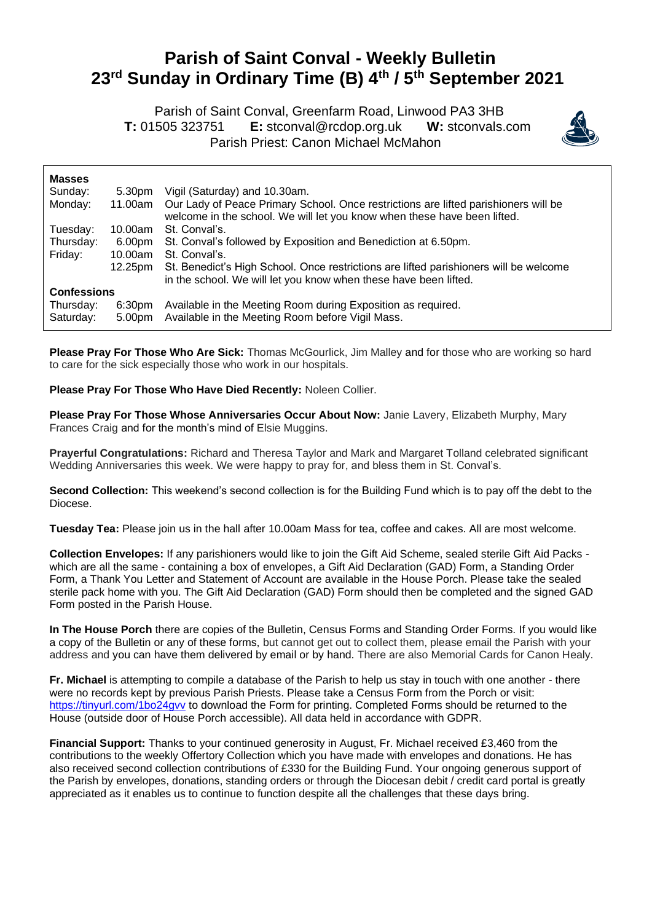# Parish of Saint Conval - Weekly Bulletin
# 23rd Sunday in Ordinary Time (B) 4th / 5th September 2021

Parish of Saint Conval, Greenfarm Road, Linwood PA3 3HB
**T:** 01505 323751 **E:** stconval@rcdop.org.uk **W:** stconvals.com
Parish Priest: Canon Michael McMahon

| **Masses** | | |
|---|---|---|
| Sunday: | 5.30pm | Vigil (Saturday) and 10.30am. |
| Monday: | 11.00am | Our Lady of Peace Primary School. Once restrictions are lifted parishioners will be welcome in the school. We will let you know when these have been lifted. |
| Tuesday: | 10.00am | St. Conval's. |
| Thursday: | 6.00pm | St. Conval's followed by Exposition and Benediction at 6.50pm. |
| Friday: | 10.00am | St. Conval's. |
| | 12.25pm | St. Benedict's High School. Once restrictions are lifted parishioners will be welcome in the school. We will let you know when these have been lifted. |
| **Confessions** | | |
| Thursday: | 6:30pm | Available in the Meeting Room during Exposition as required. |
| Saturday: | 5.00pm | Available in the Meeting Room before Vigil Mass. |

**Please Pray For Those Who Are Sick:** Thomas McGourlick, Jim Malley and for those who are working so hard to care for the sick especially those who work in our hospitals.

**Please Pray For Those Who Have Died Recently:** Noleen Collier.

**Please Pray For Those Whose Anniversaries Occur About Now:** Janie Lavery, Elizabeth Murphy, Mary Frances Craig and for the month's mind of Elsie Muggins.

**Prayerful Congratulations:** Richard and Theresa Taylor and Mark and Margaret Tolland celebrated significant Wedding Anniversaries this week. We were happy to pray for, and bless them in St. Conval's.

**Second Collection:** This weekend's second collection is for the Building Fund which is to pay off the debt to the Diocese.

**Tuesday Tea:** Please join us in the hall after 10.00am Mass for tea, coffee and cakes. All are most welcome.

**Collection Envelopes:** If any parishioners would like to join the Gift Aid Scheme, sealed sterile Gift Aid Packs - which are all the same - containing a box of envelopes, a Gift Aid Declaration (GAD) Form, a Standing Order Form, a Thank You Letter and Statement of Account are available in the House Porch. Please take the sealed sterile pack home with you. The Gift Aid Declaration (GAD) Form should then be completed and the signed GAD Form posted in the Parish House.

**In The House Porch** there are copies of the Bulletin, Census Forms and Standing Order Forms. If you would like a copy of the Bulletin or any of these forms, but cannot get out to collect them, please email the Parish with your address and you can have them delivered by email or by hand. There are also Memorial Cards for Canon Healy.

**Fr. Michael** is attempting to compile a database of the Parish to help us stay in touch with one another - there were no records kept by previous Parish Priests. Please take a Census Form from the Porch or visit: https://tinyurl.com/1bo24gvv to download the Form for printing. Completed Forms should be returned to the House (outside door of House Porch accessible). All data held in accordance with GDPR.

**Financial Support:** Thanks to your continued generosity in August, Fr. Michael received £3,460 from the contributions to the weekly Offertory Collection which you have made with envelopes and donations. He has also received second collection contributions of £330 for the Building Fund. Your ongoing generous support of the Parish by envelopes, donations, standing orders or through the Diocesan debit / credit card portal is greatly appreciated as it enables us to continue to function despite all the challenges that these days bring.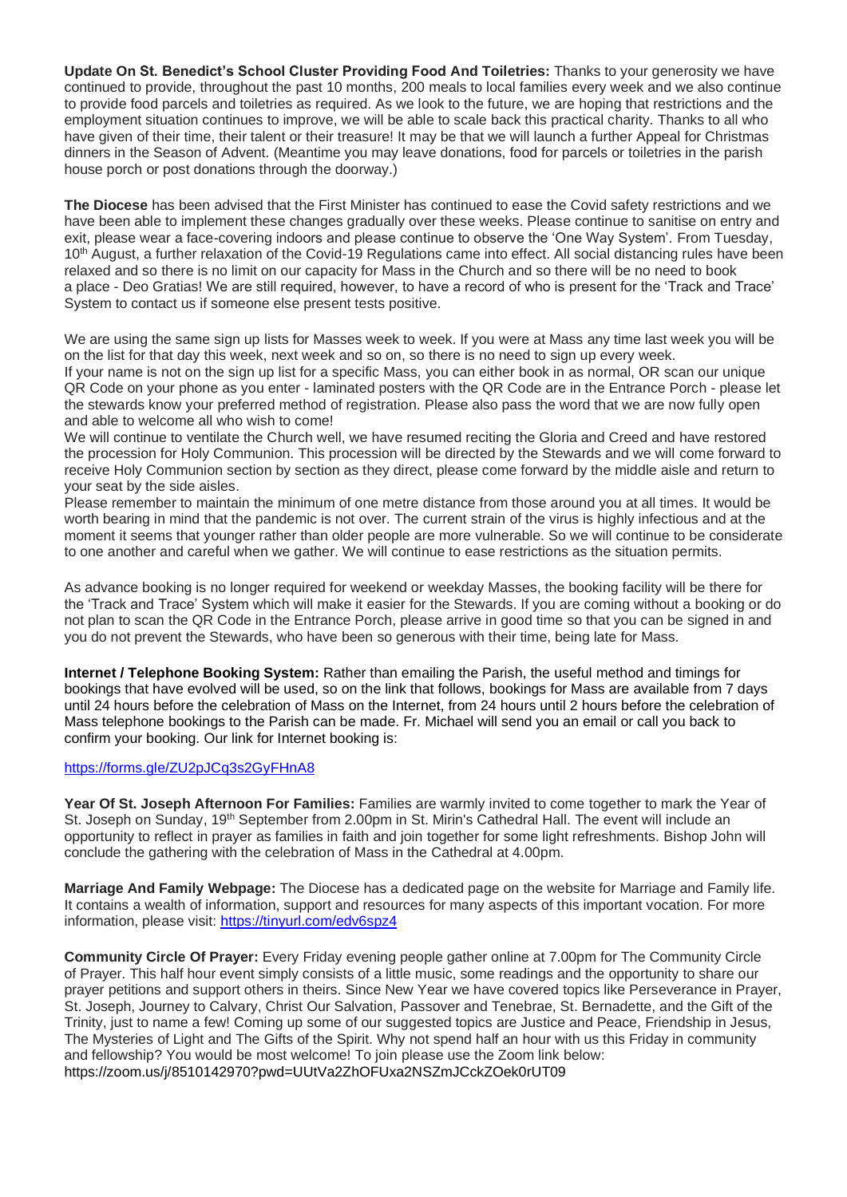**Update On St. Benedict's School Cluster Providing Food And Toiletries:** Thanks to your generosity we have continued to provide, throughout the past 10 months, 200 meals to local families every week and we also continue to provide food parcels and toiletries as required. As we look to the future, we are hoping that restrictions and the employment situation continues to improve, we will be able to scale back this practical charity. Thanks to all who have given of their time, their talent or their treasure! It may be that we will launch a further Appeal for Christmas dinners in the Season of Advent. (Meantime you may leave donations, food for parcels or toiletries in the parish house porch or post donations through the doorway.)

**The Diocese** has been advised that the First Minister has continued to ease the Covid safety restrictions and we have been able to implement these changes gradually over these weeks. Please continue to sanitise on entry and exit, please wear a face-covering indoors and please continue to observe the 'One Way System'. From Tuesday, 10th August, a further relaxation of the Covid-19 Regulations came into effect. All social distancing rules have been relaxed and so there is no limit on our capacity for Mass in the Church and so there will be no need to book a place - Deo Gratias! We are still required, however, to have a record of who is present for the 'Track and Trace' System to contact us if someone else present tests positive.

We are using the same sign up lists for Masses week to week. If you were at Mass any time last week you will be on the list for that day this week, next week and so on, so there is no need to sign up every week.
If your name is not on the sign up list for a specific Mass, you can either book in as normal, OR scan our unique QR Code on your phone as you enter - laminated posters with the QR Code are in the Entrance Porch - please let the stewards know your preferred method of registration. Please also pass the word that we are now fully open and able to welcome all who wish to come!
We will continue to ventilate the Church well, we have resumed reciting the Gloria and Creed and have restored the procession for Holy Communion. This procession will be directed by the Stewards and we will come forward to receive Holy Communion section by section as they direct, please come forward by the middle aisle and return to your seat by the side aisles.
Please remember to maintain the minimum of one metre distance from those around you at all times. It would be worth bearing in mind that the pandemic is not over. The current strain of the virus is highly infectious and at the moment it seems that younger rather than older people are more vulnerable. So we will continue to be considerate to one another and careful when we gather. We will continue to ease restrictions as the situation permits.

As advance booking is no longer required for weekend or weekday Masses, the booking facility will be there for the 'Track and Trace' System which will make it easier for the Stewards. If you are coming without a booking or do not plan to scan the QR Code in the Entrance Porch, please arrive in good time so that you can be signed in and you do not prevent the Stewards, who have been so generous with their time, being late for Mass.

**Internet / Telephone Booking System:** Rather than emailing the Parish, the useful method and timings for bookings that have evolved will be used, so on the link that follows, bookings for Mass are available from 7 days until 24 hours before the celebration of Mass on the Internet, from 24 hours until 2 hours before the celebration of Mass telephone bookings to the Parish can be made. Fr. Michael will send you an email or call you back to confirm your booking. Our link for Internet booking is:

https://forms.gle/ZU2pJCq3s2GyFHnA8

**Year Of St. Joseph Afternoon For Families:** Families are warmly invited to come together to mark the Year of St. Joseph on Sunday, 19th September from 2.00pm in St. Mirin's Cathedral Hall. The event will include an opportunity to reflect in prayer as families in faith and join together for some light refreshments. Bishop John will conclude the gathering with the celebration of Mass in the Cathedral at 4.00pm.

**Marriage And Family Webpage:** The Diocese has a dedicated page on the website for Marriage and Family life. It contains a wealth of information, support and resources for many aspects of this important vocation. For more information, please visit: https://tinyurl.com/edv6spz4

**Community Circle Of Prayer:** Every Friday evening people gather online at 7.00pm for The Community Circle of Prayer. This half hour event simply consists of a little music, some readings and the opportunity to share our prayer petitions and support others in theirs. Since New Year we have covered topics like Perseverance in Prayer, St. Joseph, Journey to Calvary, Christ Our Salvation, Passover and Tenebrae, St. Bernadette, and the Gift of the Trinity, just to name a few! Coming up some of our suggested topics are Justice and Peace, Friendship in Jesus, The Mysteries of Light and The Gifts of the Spirit. Why not spend half an hour with us this Friday in community and fellowship? You would be most welcome! To join please use the Zoom link below:
https://zoom.us/j/8510142970?pwd=UUtVa2ZhOFUxa2NSZmJCckZOek0rUT09